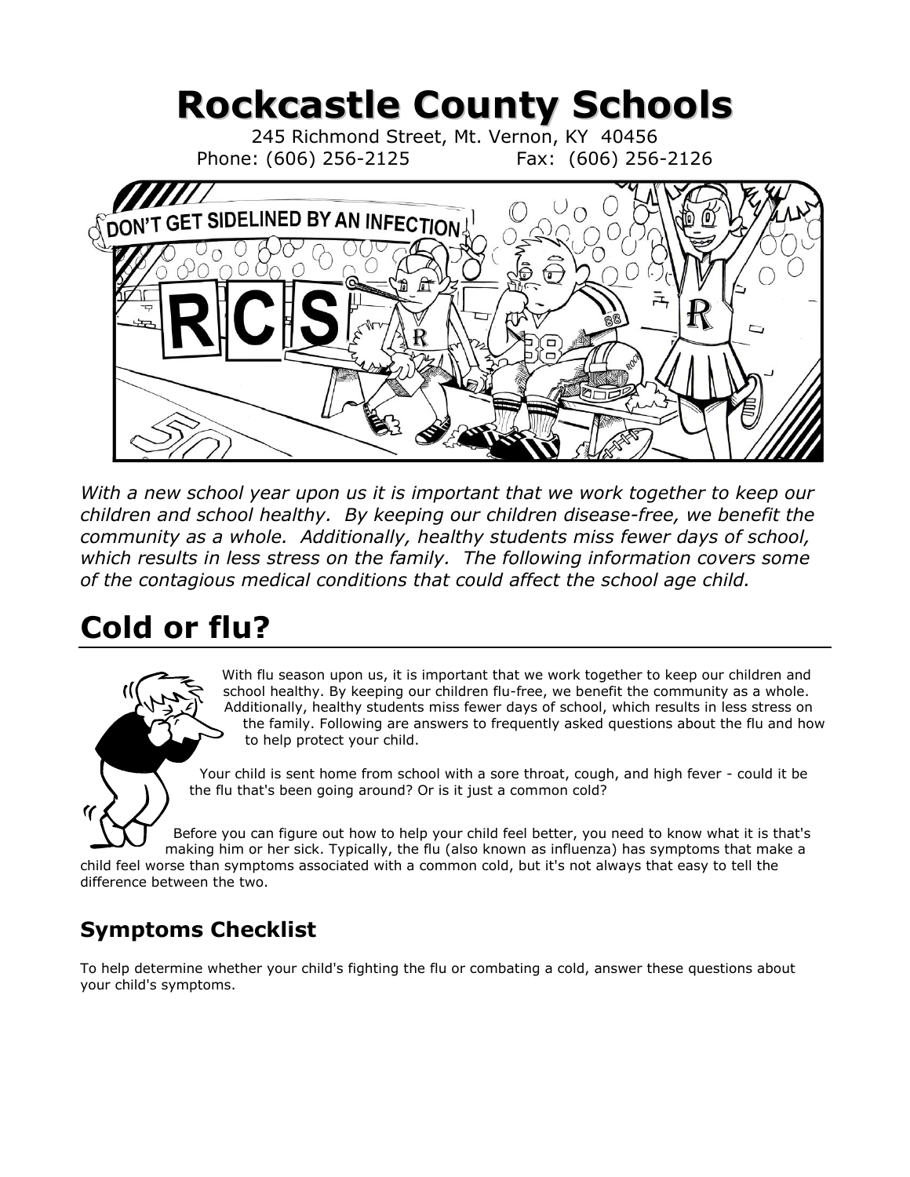# Rockcastle County Schools

245 Richmond Street, Mt. Vernon, KY 40456
Phone: (606) 256-2125 Fax: (606) 256-2126

*With a new school year upon us it is important that we work together to keep our children and school healthy. By keeping our children disease-free, we benefit the community as a whole. Additionally, healthy students miss fewer days of school, which results in less stress on the family. The following information covers some of the contagious medical conditions that could affect the school age child.*

# Cold or flu?

With flu season upon us, it is important that we work together to keep our children and school healthy. By keeping our children flu-free, we benefit the community as a whole. Additionally, healthy students miss fewer days of school, which results in less stress on the family. Following are answers to frequently asked questions about the flu and how to help protect your child.

Your child is sent home from school with a sore throat, cough, and high fever - could it be the flu that's been going around? Or is it just a common cold?

Before you can figure out how to help your child feel better, you need to know what it is that's making him or her sick. Typically, the flu (also known as influenza) has symptoms that make a child feel worse than symptoms associated with a common cold, but it's not always that easy to tell the difference between the two.

## Symptoms Checklist

To help determine whether your child's fighting the flu or combating a cold, answer these questions about your child's symptoms.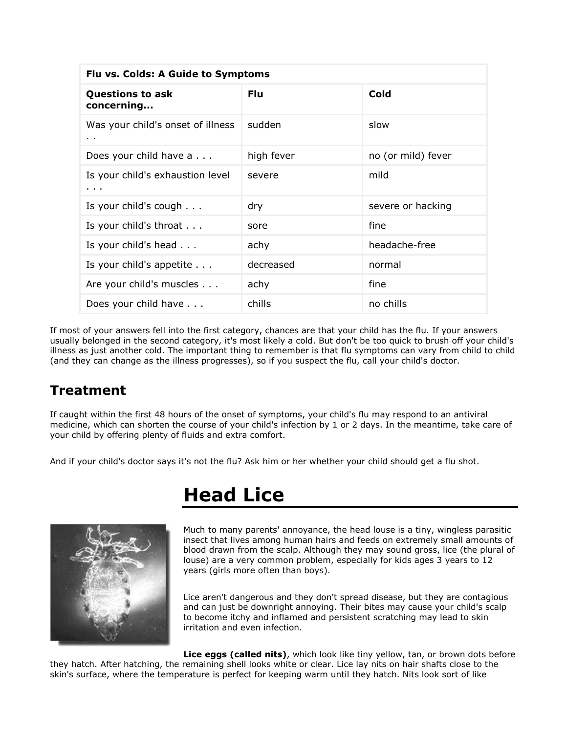| Flu vs. Colds: A Guide to Symptoms | | |
|---|---|---|
| **Questions to ask concerning...** | **Flu** | **Cold** |
| Was your child's onset of illness . . | sudden | slow |
| Does your child have a . . . | high fever | no (or mild) fever |
| Is your child's exhaustion level . . . | severe | mild |
| Is your child's cough . . . | dry | severe or hacking |
| Is your child's throat . . . | sore | fine |
| Is your child's head . . . | achy | headache-free |
| Is your child's appetite . . . | decreased | normal |
| Are your child's muscles . . . | achy | fine |
| Does your child have . . . | chills | no chills |

If most of your answers fell into the first category, chances are that your child has the flu. If your answers usually belonged in the second category, it's most likely a cold. But don't be too quick to brush off your child's illness as just another cold. The important thing to remember is that flu symptoms can vary from child to child (and they can change as the illness progresses), so if you suspect the flu, call your child's doctor.

## Treatment

If caught within the first 48 hours of the onset of symptoms, your child's flu may respond to an antiviral medicine, which can shorten the course of your child's infection by 1 or 2 days. In the meantime, take care of your child by offering plenty of fluids and extra comfort.

And if your child's doctor says it's not the flu? Ask him or her whether your child should get a flu shot.

# Head Lice

Much to many parents' annoyance, the head louse is a tiny, wingless parasitic insect that lives among human hairs and feeds on extremely small amounts of blood drawn from the scalp. Although they may sound gross, lice (the plural of louse) are a very common problem, especially for kids ages 3 years to 12 years (girls more often than boys).

Lice aren't dangerous and they don't spread disease, but they are contagious and can just be downright annoying. Their bites may cause your child's scalp to become itchy and inflamed and persistent scratching may lead to skin irritation and even infection.

**Lice eggs (called nits)**, which look like tiny yellow, tan, or brown dots before they hatch. After hatching, the remaining shell looks white or clear. Lice lay nits on hair shafts close to the skin's surface, where the temperature is perfect for keeping warm until they hatch. Nits look sort of like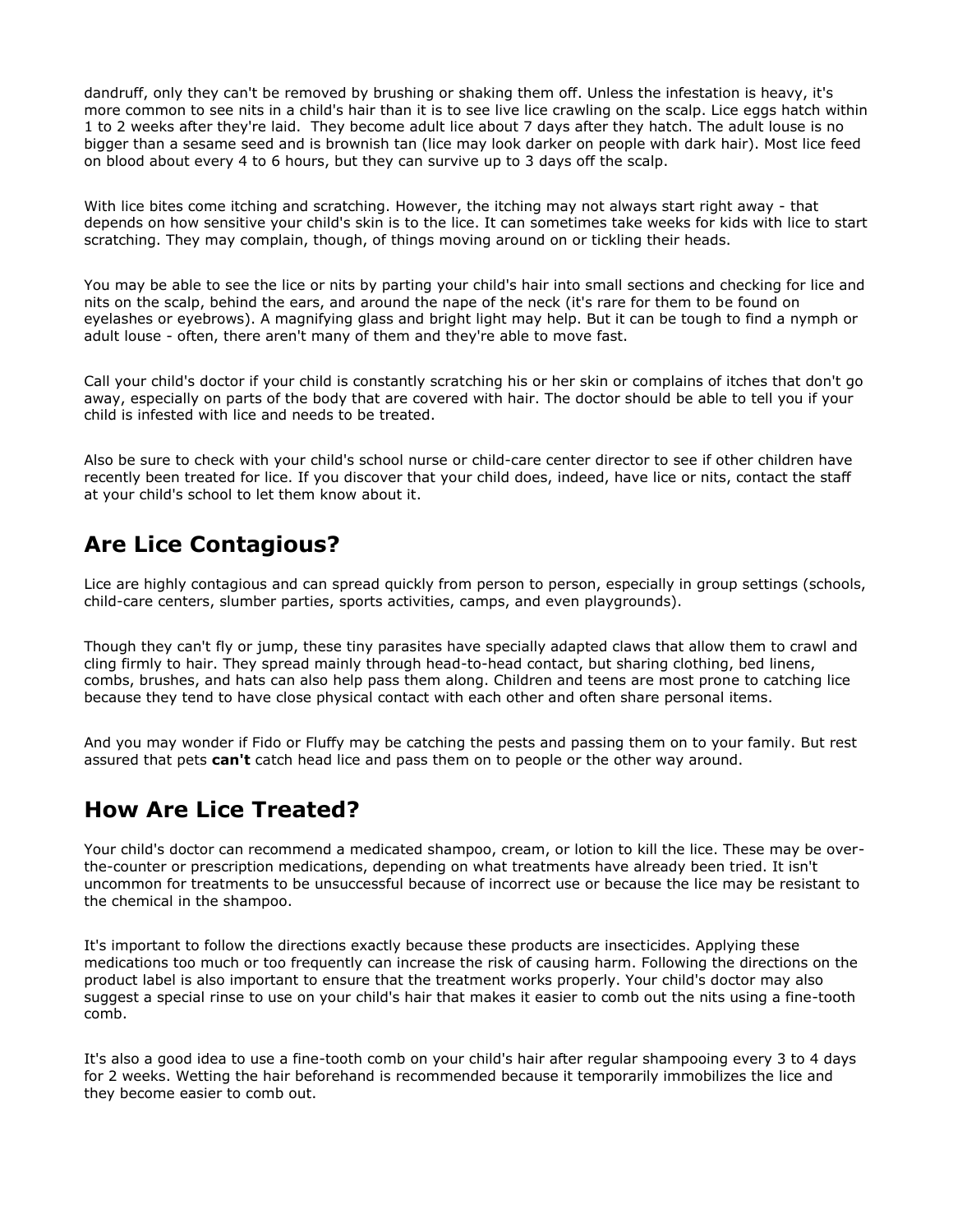dandruff, only they can't be removed by brushing or shaking them off. Unless the infestation is heavy, it's more common to see nits in a child's hair than it is to see live lice crawling on the scalp. Lice eggs hatch within 1 to 2 weeks after they're laid. They become adult lice about 7 days after they hatch. The adult louse is no bigger than a sesame seed and is brownish tan (lice may look darker on people with dark hair). Most lice feed on blood about every 4 to 6 hours, but they can survive up to 3 days off the scalp.

With lice bites come itching and scratching. However, the itching may not always start right away - that depends on how sensitive your child's skin is to the lice. It can sometimes take weeks for kids with lice to start scratching. They may complain, though, of things moving around on or tickling their heads.

You may be able to see the lice or nits by parting your child's hair into small sections and checking for lice and nits on the scalp, behind the ears, and around the nape of the neck (it's rare for them to be found on eyelashes or eyebrows). A magnifying glass and bright light may help. But it can be tough to find a nymph or adult louse - often, there aren't many of them and they're able to move fast.

Call your child's doctor if your child is constantly scratching his or her skin or complains of itches that don't go away, especially on parts of the body that are covered with hair. The doctor should be able to tell you if your child is infested with lice and needs to be treated.

Also be sure to check with your child's school nurse or child-care center director to see if other children have recently been treated for lice. If you discover that your child does, indeed, have lice or nits, contact the staff at your child's school to let them know about it.

## Are Lice Contagious?

Lice are highly contagious and can spread quickly from person to person, especially in group settings (schools, child-care centers, slumber parties, sports activities, camps, and even playgrounds).

Though they can't fly or jump, these tiny parasites have specially adapted claws that allow them to crawl and cling firmly to hair. They spread mainly through head-to-head contact, but sharing clothing, bed linens, combs, brushes, and hats can also help pass them along. Children and teens are most prone to catching lice because they tend to have close physical contact with each other and often share personal items.

And you may wonder if Fido or Fluffy may be catching the pests and passing them on to your family. But rest assured that pets **can't** catch head lice and pass them on to people or the other way around.

## How Are Lice Treated?

Your child's doctor can recommend a medicated shampoo, cream, or lotion to kill the lice. These may be over-the-counter or prescription medications, depending on what treatments have already been tried. It isn't uncommon for treatments to be unsuccessful because of incorrect use or because the lice may be resistant to the chemical in the shampoo.

It's important to follow the directions exactly because these products are insecticides. Applying these medications too much or too frequently can increase the risk of causing harm. Following the directions on the product label is also important to ensure that the treatment works properly. Your child's doctor may also suggest a special rinse to use on your child's hair that makes it easier to comb out the nits using a fine-tooth comb.

It's also a good idea to use a fine-tooth comb on your child's hair after regular shampooing every 3 to 4 days for 2 weeks. Wetting the hair beforehand is recommended because it temporarily immobilizes the lice and they become easier to comb out.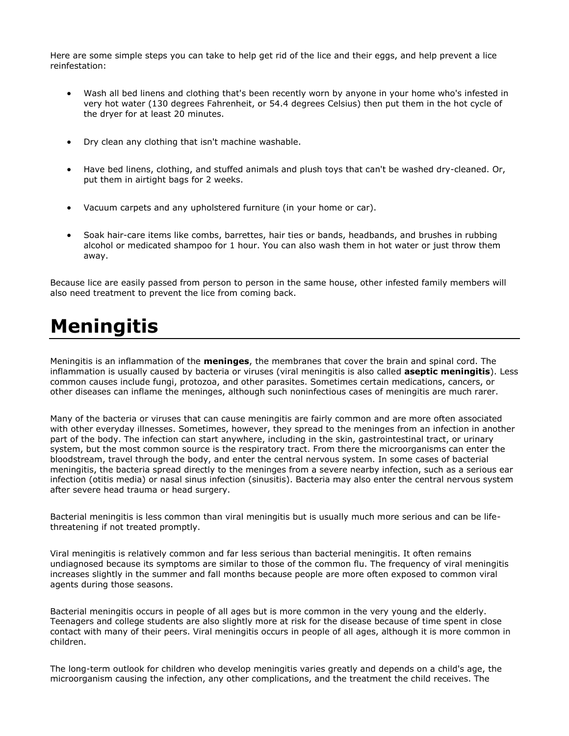Here are some simple steps you can take to help get rid of the lice and their eggs, and help prevent a lice reinfestation:

- Wash all bed linens and clothing that's been recently worn by anyone in your home who's infested in very hot water (130 degrees Fahrenheit, or 54.4 degrees Celsius) then put them in the hot cycle of the dryer for at least 20 minutes.
- Dry clean any clothing that isn't machine washable.
- Have bed linens, clothing, and stuffed animals and plush toys that can't be washed dry-cleaned. Or, put them in airtight bags for 2 weeks.
- Vacuum carpets and any upholstered furniture (in your home or car).
- Soak hair-care items like combs, barrettes, hair ties or bands, headbands, and brushes in rubbing alcohol or medicated shampoo for 1 hour. You can also wash them in hot water or just throw them away.

Because lice are easily passed from person to person in the same house, other infested family members will also need treatment to prevent the lice from coming back.

# Meningitis

Meningitis is an inflammation of the **meninges**, the membranes that cover the brain and spinal cord. The inflammation is usually caused by bacteria or viruses (viral meningitis is also called **aseptic meningitis**). Less common causes include fungi, protozoa, and other parasites. Sometimes certain medications, cancers, or other diseases can inflame the meninges, although such noninfectious cases of meningitis are much rarer.

Many of the bacteria or viruses that can cause meningitis are fairly common and are more often associated with other everyday illnesses. Sometimes, however, they spread to the meninges from an infection in another part of the body. The infection can start anywhere, including in the skin, gastrointestinal tract, or urinary system, but the most common source is the respiratory tract. From there the microorganisms can enter the bloodstream, travel through the body, and enter the central nervous system. In some cases of bacterial meningitis, the bacteria spread directly to the meninges from a severe nearby infection, such as a serious ear infection (otitis media) or nasal sinus infection (sinusitis). Bacteria may also enter the central nervous system after severe head trauma or head surgery.

Bacterial meningitis is less common than viral meningitis but is usually much more serious and can be life-threatening if not treated promptly.

Viral meningitis is relatively common and far less serious than bacterial meningitis. It often remains undiagnosed because its symptoms are similar to those of the common flu. The frequency of viral meningitis increases slightly in the summer and fall months because people are more often exposed to common viral agents during those seasons.

Bacterial meningitis occurs in people of all ages but is more common in the very young and the elderly. Teenagers and college students are also slightly more at risk for the disease because of time spent in close contact with many of their peers. Viral meningitis occurs in people of all ages, although it is more common in children.

The long-term outlook for children who develop meningitis varies greatly and depends on a child's age, the microorganism causing the infection, any other complications, and the treatment the child receives. The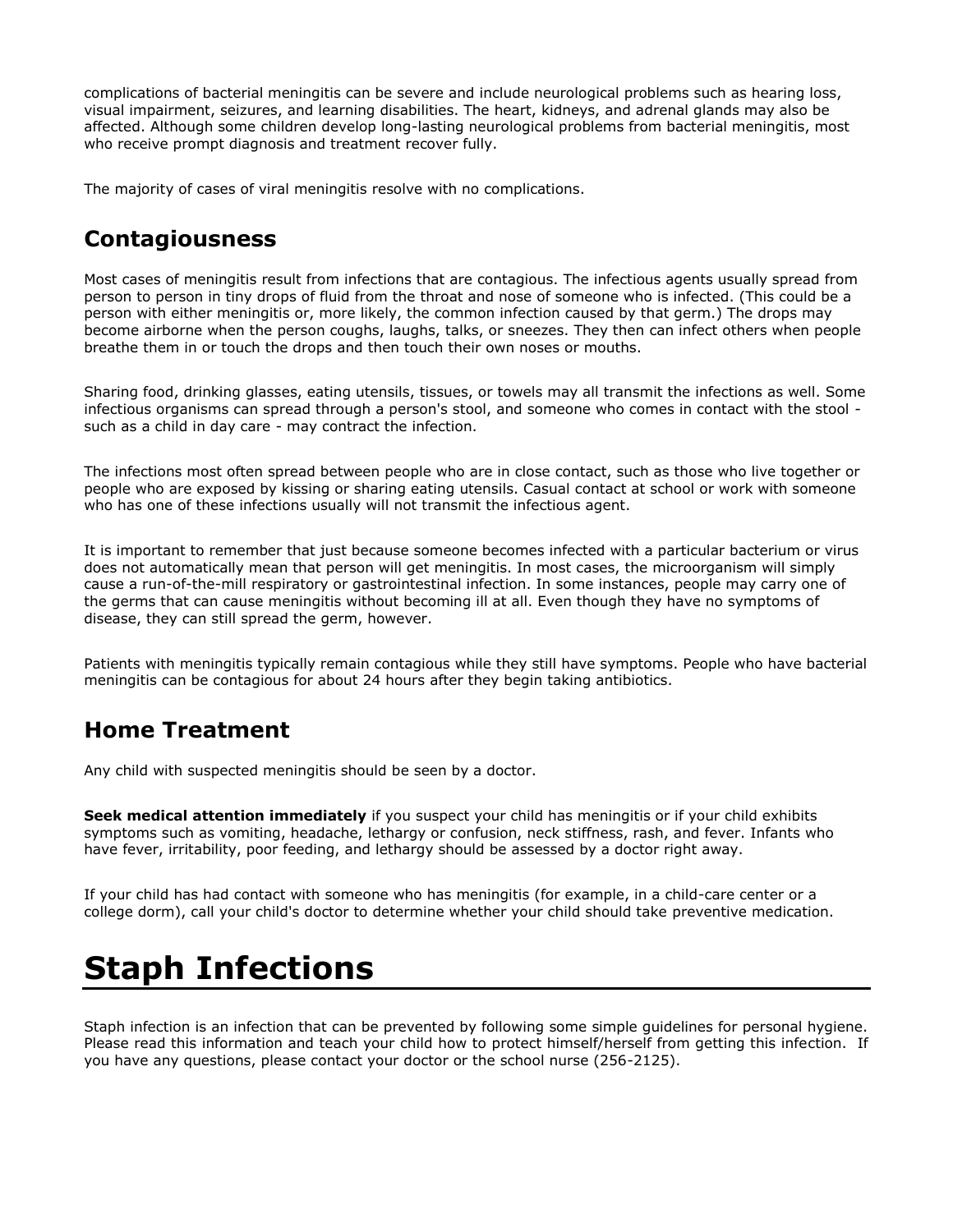complications of bacterial meningitis can be severe and include neurological problems such as hearing loss, visual impairment, seizures, and learning disabilities. The heart, kidneys, and adrenal glands may also be affected. Although some children develop long-lasting neurological problems from bacterial meningitis, most who receive prompt diagnosis and treatment recover fully.

The majority of cases of viral meningitis resolve with no complications.

## Contagiousness

Most cases of meningitis result from infections that are contagious. The infectious agents usually spread from person to person in tiny drops of fluid from the throat and nose of someone who is infected. (This could be a person with either meningitis or, more likely, the common infection caused by that germ.) The drops may become airborne when the person coughs, laughs, talks, or sneezes. They then can infect others when people breathe them in or touch the drops and then touch their own noses or mouths.

Sharing food, drinking glasses, eating utensils, tissues, or towels may all transmit the infections as well. Some infectious organisms can spread through a person's stool, and someone who comes in contact with the stool - such as a child in day care - may contract the infection.

The infections most often spread between people who are in close contact, such as those who live together or people who are exposed by kissing or sharing eating utensils. Casual contact at school or work with someone who has one of these infections usually will not transmit the infectious agent.

It is important to remember that just because someone becomes infected with a particular bacterium or virus does not automatically mean that person will get meningitis. In most cases, the microorganism will simply cause a run-of-the-mill respiratory or gastrointestinal infection. In some instances, people may carry one of the germs that can cause meningitis without becoming ill at all. Even though they have no symptoms of disease, they can still spread the germ, however.

Patients with meningitis typically remain contagious while they still have symptoms. People who have bacterial meningitis can be contagious for about 24 hours after they begin taking antibiotics.

## Home Treatment

Any child with suspected meningitis should be seen by a doctor.

**Seek medical attention immediately** if you suspect your child has meningitis or if your child exhibits symptoms such as vomiting, headache, lethargy or confusion, neck stiffness, rash, and fever. Infants who have fever, irritability, poor feeding, and lethargy should be assessed by a doctor right away.

If your child has had contact with someone who has meningitis (for example, in a child-care center or a college dorm), call your child's doctor to determine whether your child should take preventive medication.

# Staph Infections

Staph infection is an infection that can be prevented by following some simple guidelines for personal hygiene. Please read this information and teach your child how to protect himself/herself from getting this infection. If you have any questions, please contact your doctor or the school nurse (256-2125).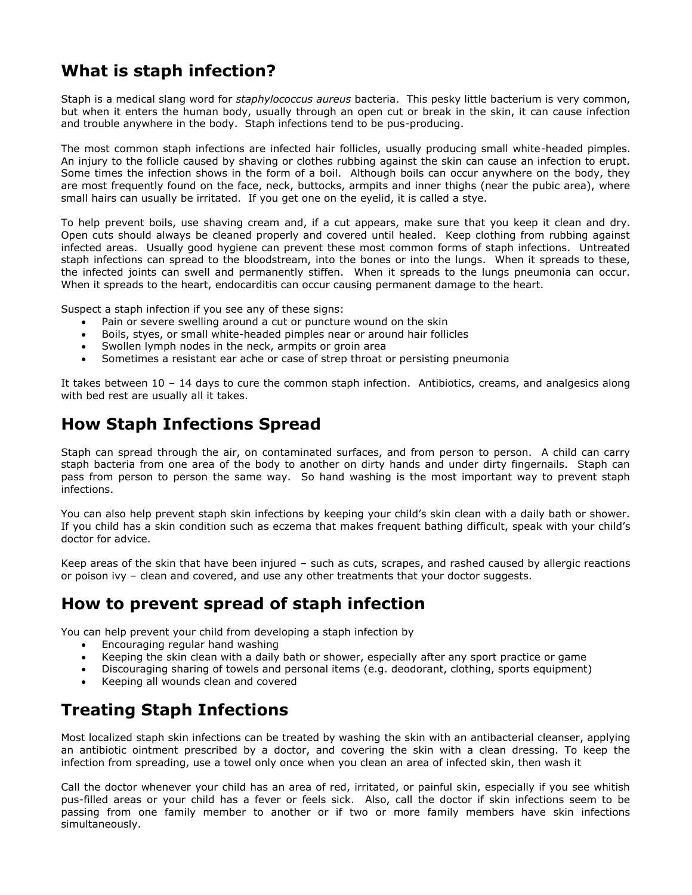## What is staph infection?

Staph is a medical slang word for *staphylococcus aureus* bacteria. This pesky little bacterium is very common, but when it enters the human body, usually through an open cut or break in the skin, it can cause infection and trouble anywhere in the body. Staph infections tend to be pus-producing.

The most common staph infections are infected hair follicles, usually producing small white-headed pimples. An injury to the follicle caused by shaving or clothes rubbing against the skin can cause an infection to erupt. Some times the infection shows in the form of a boil. Although boils can occur anywhere on the body, they are most frequently found on the face, neck, buttocks, armpits and inner thighs (near the pubic area), where small hairs can usually be irritated. If you get one on the eyelid, it is called a stye.

To help prevent boils, use shaving cream and, if a cut appears, make sure that you keep it clean and dry. Open cuts should always be cleaned properly and covered until healed. Keep clothing from rubbing against infected areas. Usually good hygiene can prevent these most common forms of staph infections. Untreated staph infections can spread to the bloodstream, into the bones or into the lungs. When it spreads to these, the infected joints can swell and permanently stiffen. When it spreads to the lungs pneumonia can occur. When it spreads to the heart, endocarditis can occur causing permanent damage to the heart.

Suspect a staph infection if you see any of these signs:

- Pain or severe swelling around a cut or puncture wound on the skin
- Boils, styes, or small white-headed pimples near or around hair follicles
- Swollen lymph nodes in the neck, armpits or groin area
- Sometimes a resistant ear ache or case of strep throat or persisting pneumonia

It takes between 10 – 14 days to cure the common staph infection. Antibiotics, creams, and analgesics along with bed rest are usually all it takes.

## How Staph Infections Spread

Staph can spread through the air, on contaminated surfaces, and from person to person. A child can carry staph bacteria from one area of the body to another on dirty hands and under dirty fingernails. Staph can pass from person to person the same way. So hand washing is the most important way to prevent staph infections.

You can also help prevent staph skin infections by keeping your child's skin clean with a daily bath or shower. If you child has a skin condition such as eczema that makes frequent bathing difficult, speak with your child's doctor for advice.

Keep areas of the skin that have been injured – such as cuts, scrapes, and rashed caused by allergic reactions or poison ivy – clean and covered, and use any other treatments that your doctor suggests.

## How to prevent spread of staph infection

You can help prevent your child from developing a staph infection by

- Encouraging regular hand washing
- Keeping the skin clean with a daily bath or shower, especially after any sport practice or game
- Discouraging sharing of towels and personal items (e.g. deodorant, clothing, sports equipment)
- Keeping all wounds clean and covered

## Treating Staph Infections

Most localized staph skin infections can be treated by washing the skin with an antibacterial cleanser, applying an antibiotic ointment prescribed by a doctor, and covering the skin with a clean dressing. To keep the infection from spreading, use a towel only once when you clean an area of infected skin, then wash it

Call the doctor whenever your child has an area of red, irritated, or painful skin, especially if you see whitish pus-filled areas or your child has a fever or feels sick. Also, call the doctor if skin infections seem to be passing from one family member to another or if two or more family members have skin infections simultaneously.